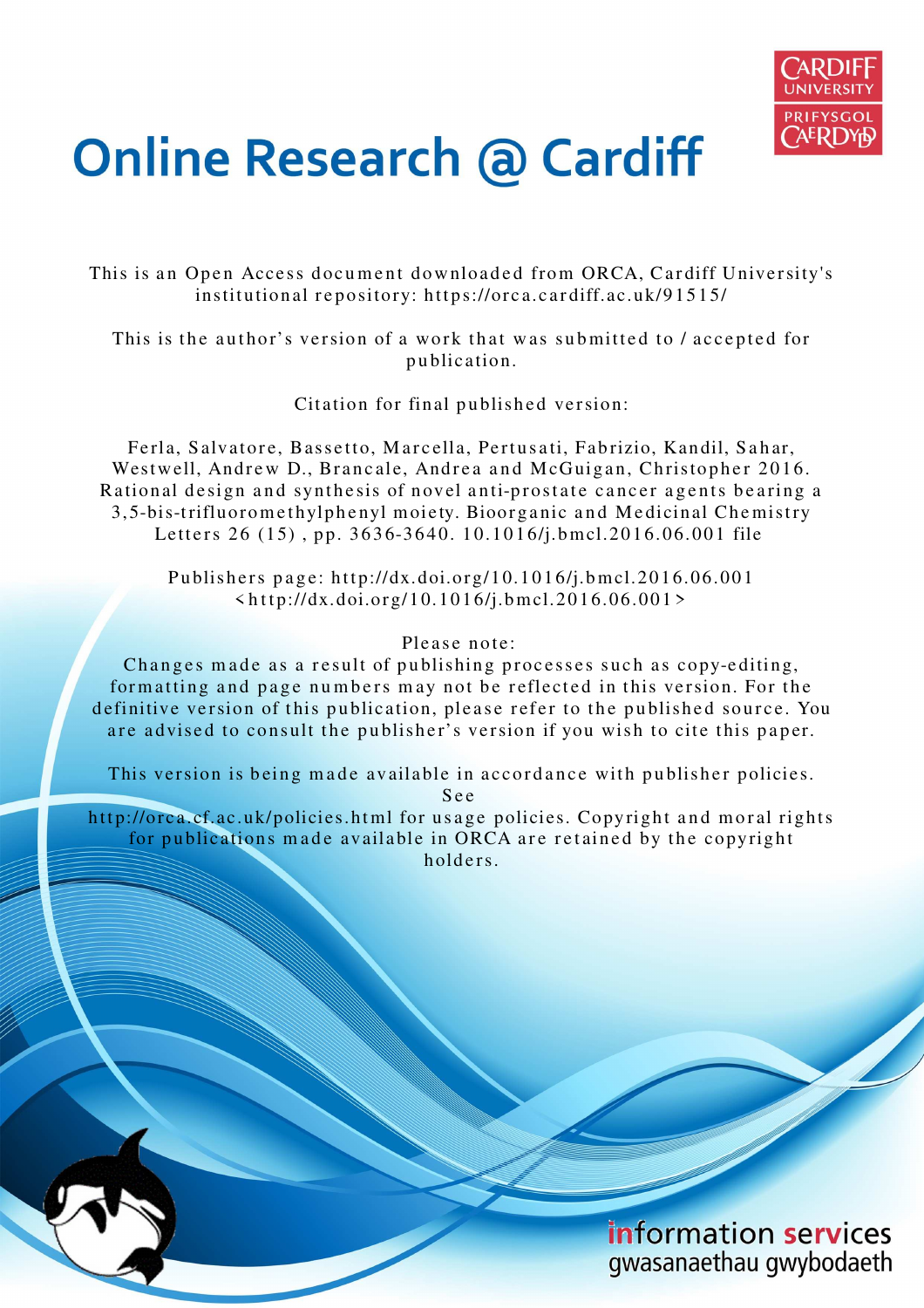# Online Research @ Cardiff

This is an Open Access document downloaded from ORCA, Cardiff University's institutional repository: https://orca.cardiff.ac.uk/91515/

This is the author's version of a work that was submitted to / accepted for publication.

Citation for final published version:

Ferla, Salvatore, Bassetto, Marcella, Pertusati, Fabrizio, Kandil, Sahar, Westwell, Andrew D., Brancale, Andrea and McGuigan, Christopher 2016. Rational design and synthesis of novel anti-prostate cancer agents bearing a 3,5-bis-trifluoromethylphenyl moiety. Bioorganic and Medicinal Chemistry Letters 26 (15) , pp. 3636-3640. 10.1016/j.bmcl.2016.06.001 file

Publishers page: http://dx.doi.org/10.1016/j.bmcl.2016.06.001 <http://dx.doi.org/10.1016/j.bmcl.2016.06.001>

Please note:
Changes made as a result of publishing processes such as copy-editing, formatting and page numbers may not be reflected in this version. For the definitive version of this publication, please refer to the published source. You are advised to consult the publisher's version if you wish to cite this paper.

This version is being made available in accordance with publisher policies. See http://orca.cf.ac.uk/policies.html for usage policies. Copyright and moral rights for publications made available in ORCA are retained by the copyright holders.

information services
gwasanaethau gwybodaeth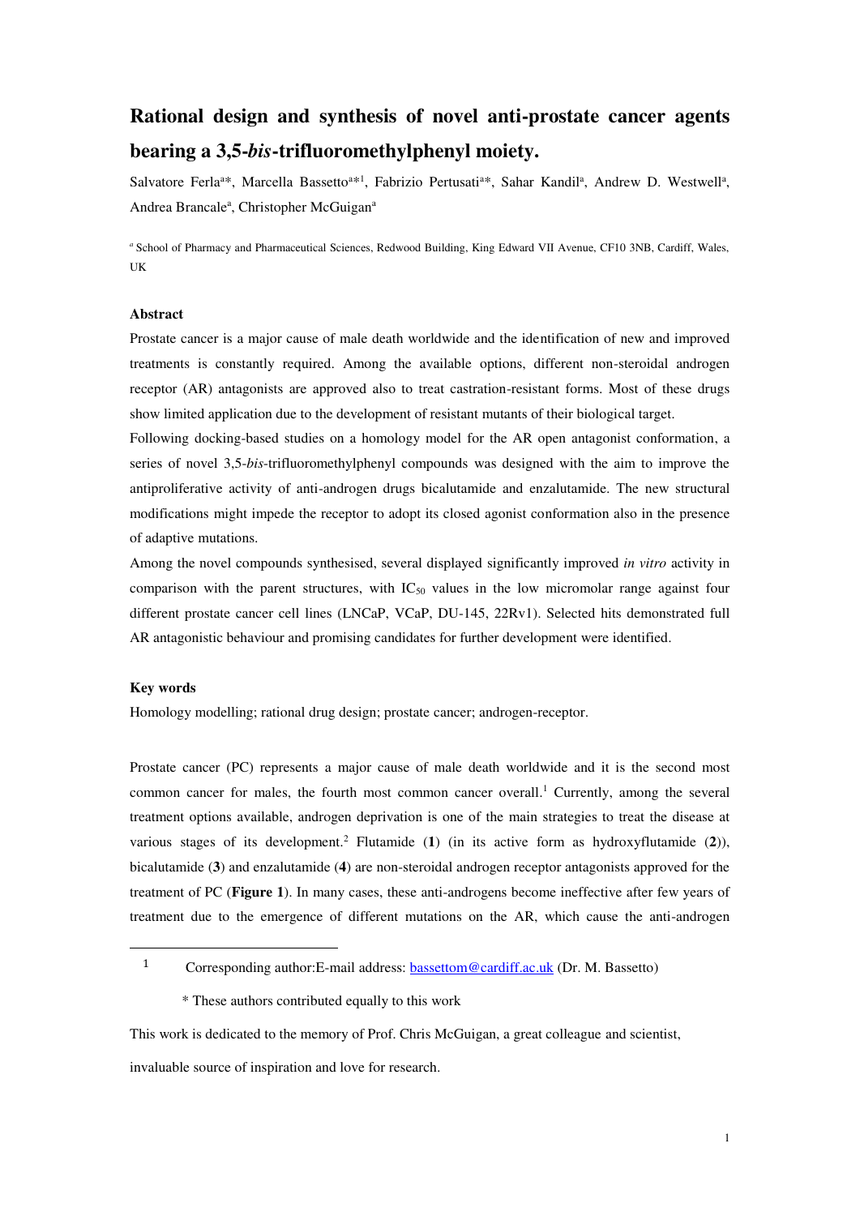# Rational design and synthesis of novel anti-prostate cancer agents bearing a 3,5-*bis*-trifluoromethylphenyl moiety.

Salvatore Ferla[a*], Marcella Bassetto[a*1], Fabrizio Pertusati[a*], Sahar Kandil[a], Andrew D. Westwell[a], Andrea Brancale[a], Christopher McGuigan[a]

[a] School of Pharmacy and Pharmaceutical Sciences, Redwood Building, King Edward VII Avenue, CF10 3NB, Cardiff, Wales, UK

### Abstract

Prostate cancer is a major cause of male death worldwide and the identification of new and improved treatments is constantly required. Among the available options, different non-steroidal androgen receptor (AR) antagonists are approved also to treat castration-resistant forms. Most of these drugs show limited application due to the development of resistant mutants of their biological target.

Following docking-based studies on a homology model for the AR open antagonist conformation, a series of novel 3,5-*bis*-trifluoromethylphenyl compounds was designed with the aim to improve the antiproliferative activity of anti-androgen drugs bicalutamide and enzalutamide. The new structural modifications might impede the receptor to adopt its closed agonist conformation also in the presence of adaptive mutations.

Among the novel compounds synthesised, several displayed significantly improved *in vitro* activity in comparison with the parent structures, with $IC_{50}$ values in the low micromolar range against four different prostate cancer cell lines (LNCaP, VCaP, DU-145, 22Rv1). Selected hits demonstrated full AR antagonistic behaviour and promising candidates for further development were identified.

### Key words

Homology modelling; rational drug design; prostate cancer; androgen-receptor.

Prostate cancer (PC) represents a major cause of male death worldwide and it is the second most common cancer for males, the fourth most common cancer overall.[1] Currently, among the several treatment options available, androgen deprivation is one of the main strategies to treat the disease at various stages of its development.[2] Flutamide (**1**) (in its active form as hydroxyflutamide (**2**)), bicalutamide (**3**) and enzalutamide (**4**) are non-steroidal androgen receptor antagonists approved for the treatment of PC (**Figure 1**). In many cases, these anti-androgens become ineffective after few years of treatment due to the emergence of different mutations on the AR, which cause the anti-androgen

[1] Corresponding author:E-mail address: bassettom@cardiff.ac.uk (Dr. M. Bassetto)

\* These authors contributed equally to this work

This work is dedicated to the memory of Prof. Chris McGuigan, a great colleague and scientist, invaluable source of inspiration and love for research.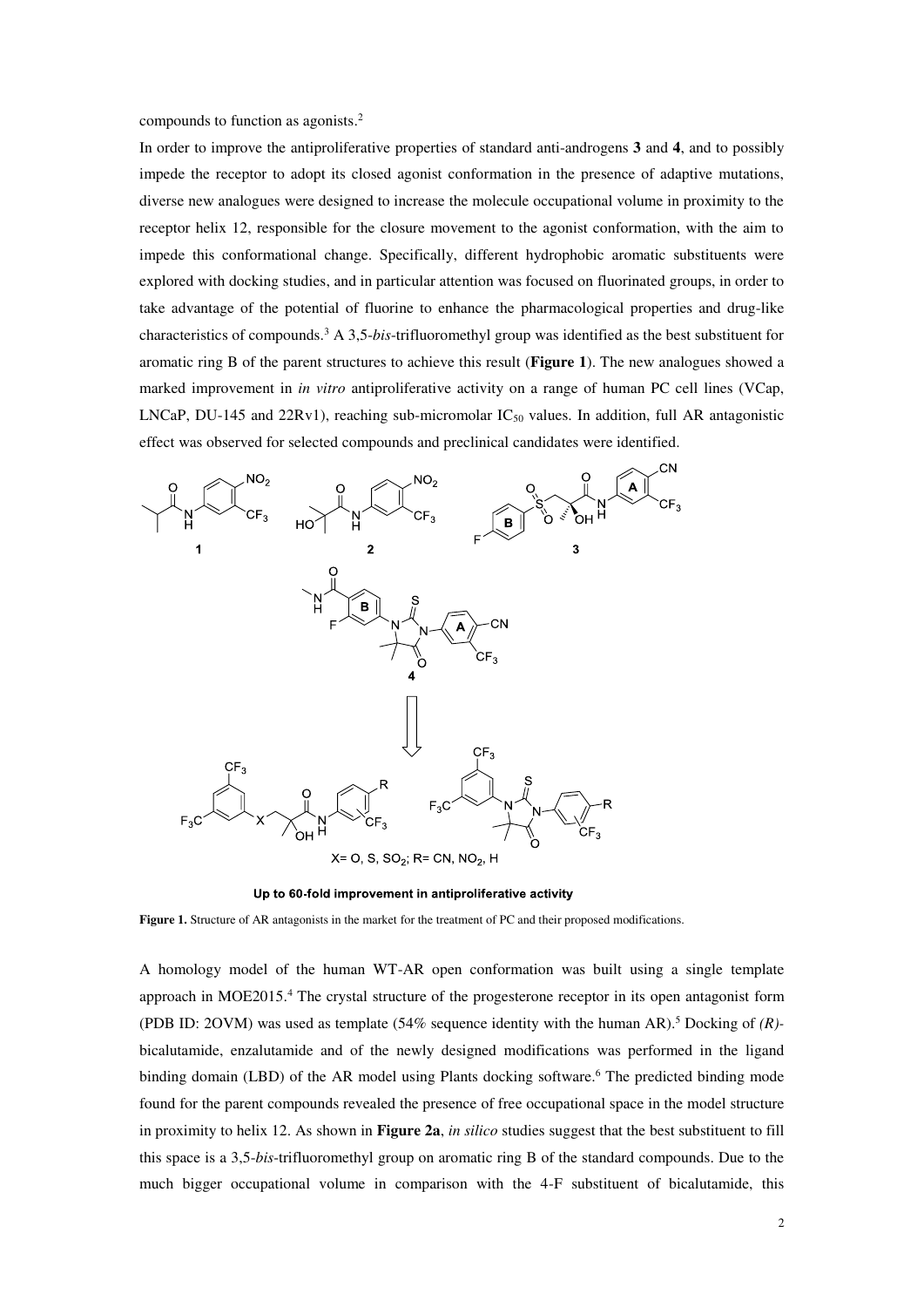compounds to function as agonists.[2]

In order to improve the antiproliferative properties of standard anti-androgens **3** and **4**, and to possibly impede the receptor to adopt its closed agonist conformation in the presence of adaptive mutations, diverse new analogues were designed to increase the molecule occupational volume in proximity to the receptor helix 12, responsible for the closure movement to the agonist conformation, with the aim to impede this conformational change. Specifically, different hydrophobic aromatic substituents were explored with docking studies, and in particular attention was focused on fluorinated groups, in order to take advantage of the potential of fluorine to enhance the pharmacological properties and drug-like characteristics of compounds.[3] A 3,5-*bis*-trifluoromethyl group was identified as the best substituent for aromatic ring B of the parent structures to achieve this result (**Figure 1**). The new analogues showed a marked improvement in *in vitro* antiproliferative activity on a range of human PC cell lines (VCap, LNCaP, DU-145 and 22Rv1), reaching sub-micromolar $IC_{50}$ values. In addition, full AR antagonistic effect was observed for selected compounds and preclinical candidates were identified.

X= O, S, $SO_2$; R= CN, $NO_2$, H

**Up to 60-fold improvement in antiproliferative activity**

**Figure 1.** Structure of AR antagonists in the market for the treatment of PC and their proposed modifications.

A homology model of the human WT-AR open conformation was built using a single template approach in MOE2015.[4] The crystal structure of the progesterone receptor in its open antagonist form (PDB ID: 2OVM) was used as template (54% sequence identity with the human AR).[5] Docking of *(R)*-bicalutamide, enzalutamide and of the newly designed modifications was performed in the ligand binding domain (LBD) of the AR model using Plants docking software.[6] The predicted binding mode found for the parent compounds revealed the presence of free occupational space in the model structure in proximity to helix 12. As shown in **Figure 2a**, *in silico* studies suggest that the best substituent to fill this space is a 3,5-*bis*-trifluoromethyl group on aromatic ring B of the standard compounds. Due to the much bigger occupational volume in comparison with the 4-F substituent of bicalutamide, this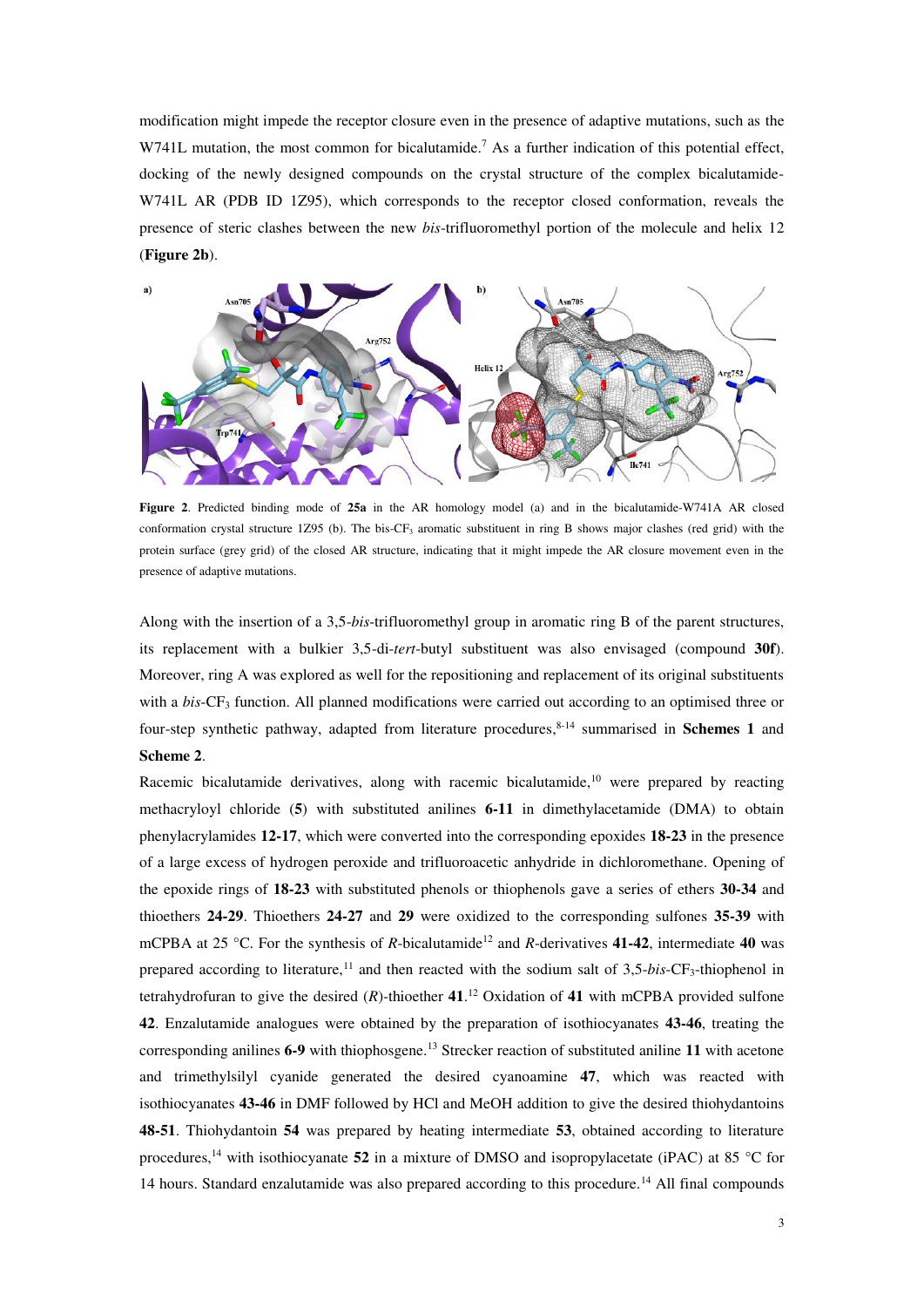modification might impede the receptor closure even in the presence of adaptive mutations, such as the W741L mutation, the most common for bicalutamide.[7] As a further indication of this potential effect, docking of the newly designed compounds on the crystal structure of the complex bicalutamide-W741L AR (PDB ID 1Z95), which corresponds to the receptor closed conformation, reveals the presence of steric clashes between the new *bis*-trifluoromethyl portion of the molecule and helix 12 (**Figure 2b**).

**Figure 2**. Predicted binding mode of **25a** in the AR homology model (a) and in the bicalutamide-W741A AR closed conformation crystal structure 1Z95 (b). The bis-$CF_3$ aromatic substituent in ring B shows major clashes (red grid) with the protein surface (grey grid) of the closed AR structure, indicating that it might impede the AR closure movement even in the presence of adaptive mutations.

Along with the insertion of a 3,5-*bis*-trifluoromethyl group in aromatic ring B of the parent structures, its replacement with a bulkier 3,5-di-*tert*-butyl substituent was also envisaged (compound **30f**). Moreover, ring A was explored as well for the repositioning and replacement of its original substituents with a *bis*-$CF_3$ function. All planned modifications were carried out according to an optimised three or four-step synthetic pathway, adapted from literature procedures,[8-14] summarised in **Schemes 1** and **Scheme 2**.

Racemic bicalutamide derivatives, along with racemic bicalutamide,[10] were prepared by reacting methacryloyl chloride (**5**) with substituted anilines **6-11** in dimethylacetamide (DMA) to obtain phenylacrylamides **12-17**, which were converted into the corresponding epoxides **18-23** in the presence of a large excess of hydrogen peroxide and trifluoroacetic anhydride in dichloromethane. Opening of the epoxide rings of **18-23** with substituted phenols or thiophenols gave a series of ethers **30-34** and thioethers **24-29**. Thioethers **24-27** and **29** were oxidized to the corresponding sulfones **35-39** with mCPBA at 25 °C. For the synthesis of *R*-bicalutamide[12] and *R*-derivatives **41-42**, intermediate **40** was prepared according to literature,[11] and then reacted with the sodium salt of 3,5-*bis*-$CF_3$-thiophenol in tetrahydrofuran to give the desired (*R*)-thioether **41**.[12] Oxidation of **41** with mCPBA provided sulfone **42**. Enzalutamide analogues were obtained by the preparation of isothiocyanates **43-46**, treating the corresponding anilines **6-9** with thiophosgene.[13] Strecker reaction of substituted aniline **11** with acetone and trimethylsilyl cyanide generated the desired cyanoamine **47**, which was reacted with isothiocyanates **43-46** in DMF followed by HCl and MeOH addition to give the desired thiohydantoins **48-51**. Thiohydantoin **54** was prepared by heating intermediate **53**, obtained according to literature procedures,[14] with isothiocyanate **52** in a mixture of DMSO and isopropylacetate (iPAC) at 85 °C for 14 hours. Standard enzalutamide was also prepared according to this procedure.[14] All final compounds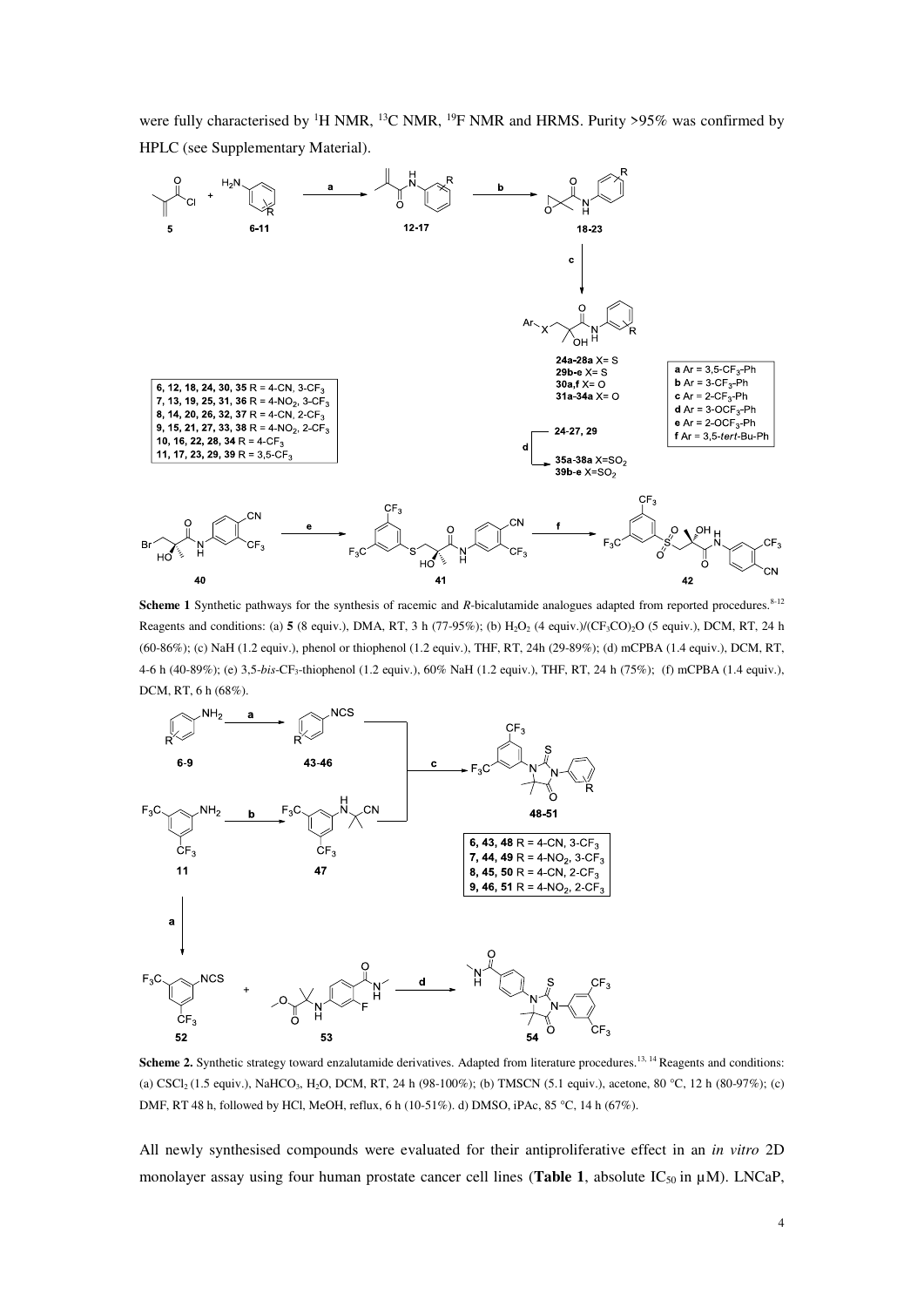were fully characterised by $^{1}$H NMR, $^{13}$C NMR, $^{19}$F NMR and HRMS. Purity >95% was confirmed by HPLC (see Supplementary Material).

**Scheme 1** Synthetic pathways for the synthesis of racemic and *R*-bicalutamide analogues adapted from reported procedures.[8-12] Reagents and conditions: (a) **5** (8 equiv.), DMA, RT, 3 h (77-95%); (b) $H_2O_2$ (4 equiv.)/$(CF_3CO)_2O$ (5 equiv.), DCM, RT, 24 h (60-86%); (c) NaH (1.2 equiv.), phenol or thiophenol (1.2 equiv.), THF, RT, 24h (29-89%); (d) mCPBA (1.4 equiv.), DCM, RT, 4-6 h (40-89%); (e) 3,5-*bis*-$CF_3$-thiophenol (1.2 equiv.), 60% NaH (1.2 equiv.), THF, RT, 24 h (75%); (f) mCPBA (1.4 equiv.), DCM, RT, 6 h (68%).

**Scheme 2.** Synthetic strategy toward enzalutamide derivatives. Adapted from literature procedures.[13, 14] Reagents and conditions: (a) $CSCl_2$ (1.5 equiv.), $NaHCO_3$, $H_2O$, DCM, RT, 24 h (98-100%); (b) TMSCN (5.1 equiv.), acetone, 80 °C, 12 h (80-97%); (c) DMF, RT 48 h, followed by HCl, MeOH, reflux, 6 h (10-51%). d) DMSO, iPAc, 85 °C, 14 h (67%).

All newly synthesised compounds were evaluated for their antiproliferative effect in an *in vitro* 2D monolayer assay using four human prostate cancer cell lines (**Table 1**, absolute $IC_{50}$ in μM). LNCaP,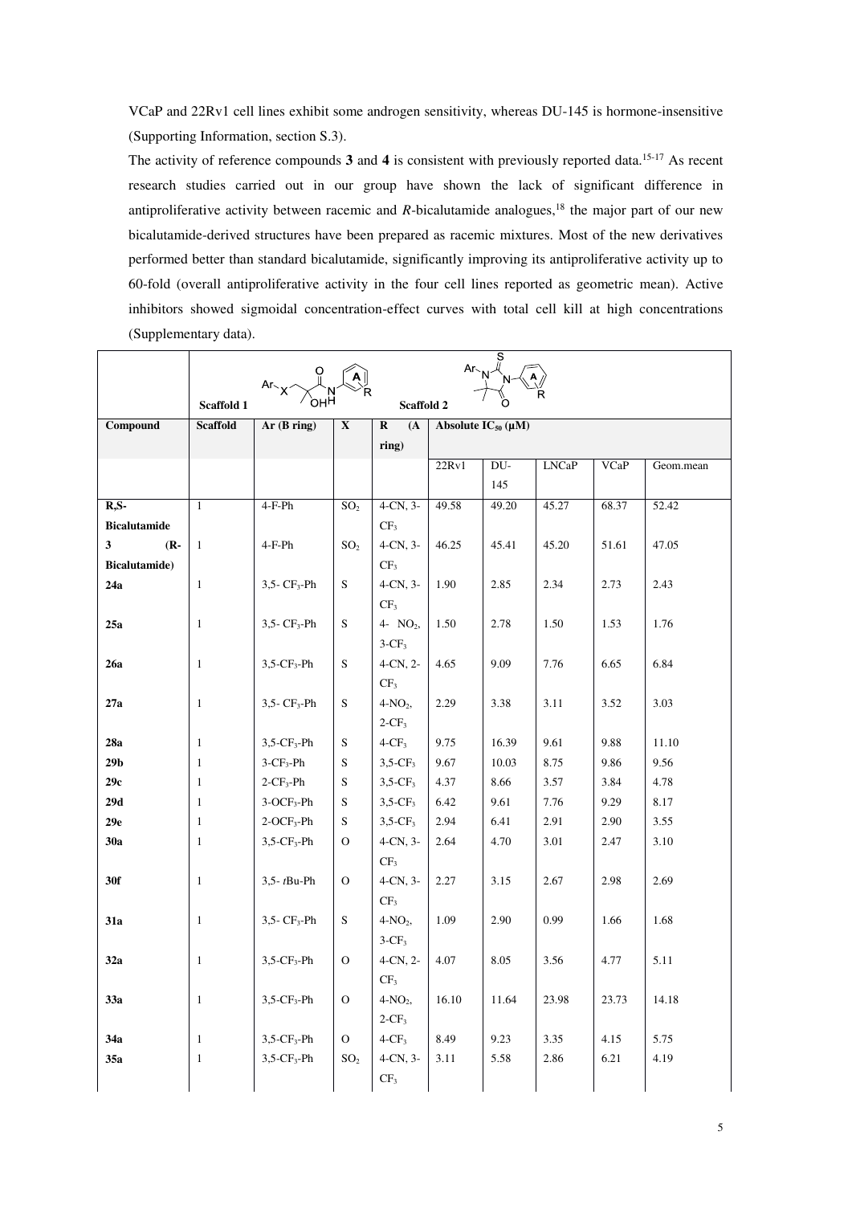VCaP and 22Rv1 cell lines exhibit some androgen sensitivity, whereas DU-145 is hormone-insensitive (Supporting Information, section S.3).

The activity of reference compounds **3** and **4** is consistent with previously reported data.[15-17] As recent research studies carried out in our group have shown the lack of significant difference in antiproliferative activity between racemic and *R*-bicalutamide analogues,[18] the major part of our new bicalutamide-derived structures have been prepared as racemic mixtures. Most of the new derivatives performed better than standard bicalutamide, significantly improving its antiproliferative activity up to 60-fold (overall antiproliferative activity in the four cell lines reported as geometric mean). Active inhibitors showed sigmoidal concentration-effect curves with total cell kill at high concentrations (Supplementary data).

| | **Scaffold 1** | | | **Scaffold 2** | | | | | |
|---|---|---|---|---|---|---|---|---|---|
| **Compound** | **Scaffold** | **Ar (B ring)** | **X** | **R (A ring)** | **Absolute $IC_{50}$ (µM)** | | | | |
| | | | | | 22Rv1 | DU-145 | LNCaP | VCaP | Geom.mean |
| **R,S-Bicalutamide** | 1 | 4-F-Ph | $SO_2$ | 4-CN, 3-$CF_3$ | 49.58 | 49.20 | 45.27 | 68.37 | 52.42 |
| **3 (R-Bicalutamide)** | 1 | 4-F-Ph | $SO_2$ | 4-CN, 3-$CF_3$ | 46.25 | 45.41 | 45.20 | 51.61 | 47.05 |
| **24a** | 1 | 3,5-$CF_3$-Ph | S | 4-CN, 3-$CF_3$ | 1.90 | 2.85 | 2.34 | 2.73 | 2.43 |
| **25a** | 1 | 3,5-$CF_3$-Ph | S | 4-$NO_2$, 3-$CF_3$ | 1.50 | 2.78 | 1.50 | 1.53 | 1.76 |
| **26a** | 1 | 3,5-$CF_3$-Ph | S | 4-CN, 2-$CF_3$ | 4.65 | 9.09 | 7.76 | 6.65 | 6.84 |
| **27a** | 1 | 3,5-$CF_3$-Ph | S | 4-$NO_2$, 2-$CF_3$ | 2.29 | 3.38 | 3.11 | 3.52 | 3.03 |
| **28a** | 1 | 3,5-$CF_3$-Ph | S | 4-$CF_3$ | 9.75 | 16.39 | 9.61 | 9.88 | 11.10 |
| **29b** | 1 | 3-$CF_3$-Ph | S | 3,5-$CF_3$ | 9.67 | 10.03 | 8.75 | 9.86 | 9.56 |
| **29c** | 1 | 2-$CF_3$-Ph | S | 3,5-$CF_3$ | 4.37 | 8.66 | 3.57 | 3.84 | 4.78 |
| **29d** | 1 | 3-$OCF_3$-Ph | S | 3,5-$CF_3$ | 6.42 | 9.61 | 7.76 | 9.29 | 8.17 |
| **29e** | 1 | 2-$OCF_3$-Ph | S | 3,5-$CF_3$ | 2.94 | 6.41 | 2.91 | 2.90 | 3.55 |
| **30a** | 1 | 3,5-$CF_3$-Ph | O | 4-CN, 3-$CF_3$ | 2.64 | 4.70 | 3.01 | 2.47 | 3.10 |
| **30f** | 1 | 3,5-*t*Bu-Ph | O | 4-CN, 3-$CF_3$ | 2.27 | 3.15 | 2.67 | 2.98 | 2.69 |
| **31a** | 1 | 3,5-$CF_3$-Ph | S | 4-$NO_2$, 3-$CF_3$ | 1.09 | 2.90 | 0.99 | 1.66 | 1.68 |
| **32a** | 1 | 3,5-$CF_3$-Ph | O | 4-CN, 2-$CF_3$ | 4.07 | 8.05 | 3.56 | 4.77 | 5.11 |
| **33a** | 1 | 3,5-$CF_3$-Ph | O | 4-$NO_2$, 2-$CF_3$ | 16.10 | 11.64 | 23.98 | 23.73 | 14.18 |
| **34a** | 1 | 3,5-$CF_3$-Ph | O | 4-$CF_3$ | 8.49 | 9.23 | 3.35 | 4.15 | 5.75 |
| **35a** | 1 | 3,5-$CF_3$-Ph | $SO_2$ | 4-CN, 3-$CF_3$ | 3.11 | 5.58 | 2.86 | 6.21 | 4.19 |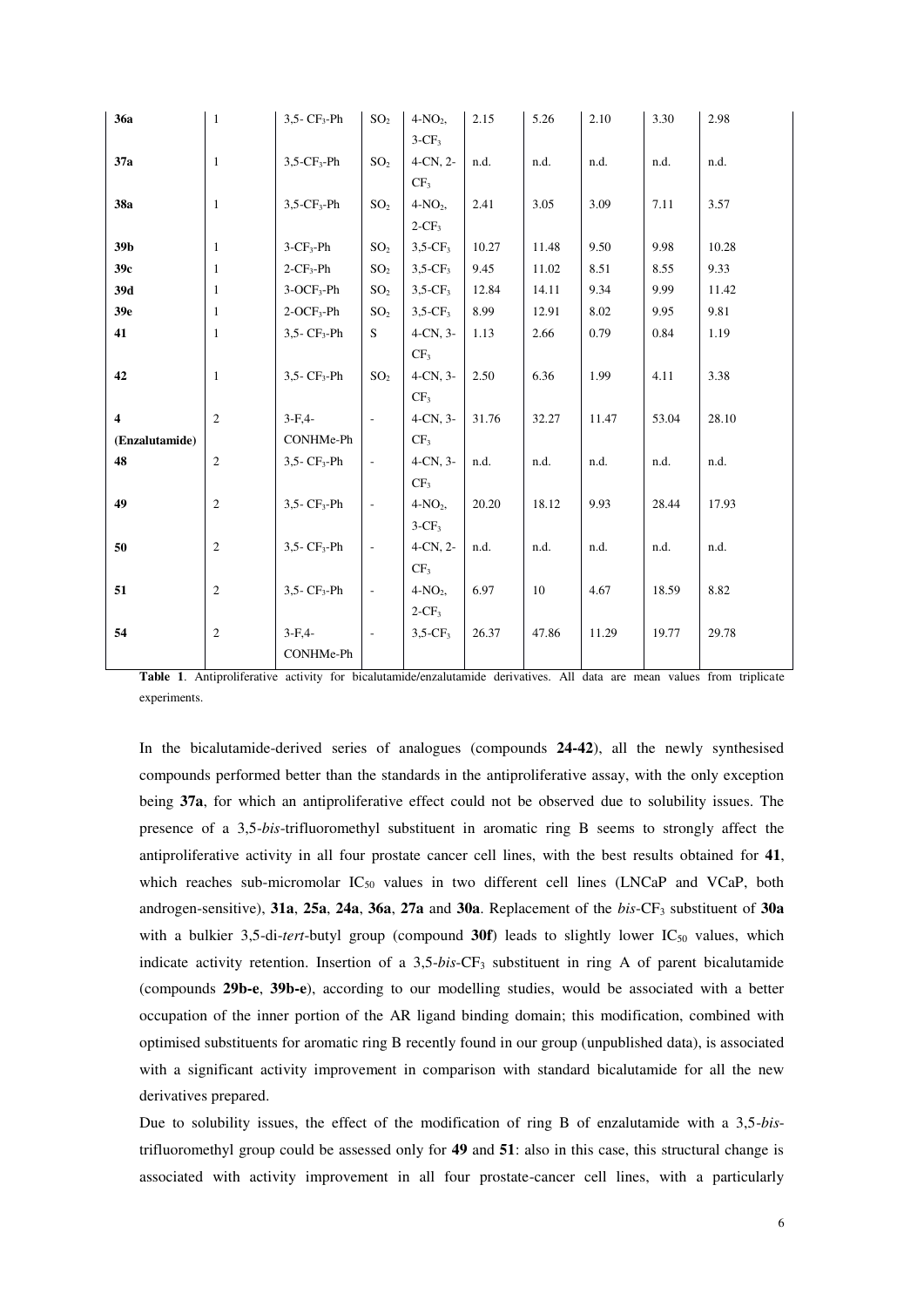| 36a | 1 | 3,5- $CF_3$-Ph | $SO_2$ | 4-$NO_2$, 3-$CF_3$ | 2.15 | 5.26 | 2.10 | 3.30 | 2.98 |
|---|---|---|---|---|---|---|---|---|---|
| **37a** | 1 | 3,5-$CF_3$-Ph | $SO_2$ | 4-CN, 2-$CF_3$ | n.d. | n.d. | n.d. | n.d. | n.d. |
| **38a** | 1 | 3,5-$CF_3$-Ph | $SO_2$ | 4-$NO_2$, 2-$CF_3$ | 2.41 | 3.05 | 3.09 | 7.11 | 3.57 |
| **39b** | 1 | 3-$CF_3$-Ph | $SO_2$ | 3,5-$CF_3$ | 10.27 | 11.48 | 9.50 | 9.98 | 10.28 |
| **39c** | 1 | 2-$CF_3$-Ph | $SO_2$ | 3,5-$CF_3$ | 9.45 | 11.02 | 8.51 | 8.55 | 9.33 |
| **39d** | 1 | 3-$OCF_3$-Ph | $SO_2$ | 3,5-$CF_3$ | 12.84 | 14.11 | 9.34 | 9.99 | 11.42 |
| **39e** | 1 | 2-$OCF_3$-Ph | $SO_2$ | 3,5-$CF_3$ | 8.99 | 12.91 | 8.02 | 9.95 | 9.81 |
| **41** | 1 | 3,5- $CF_3$-Ph | S | 4-CN, 3-$CF_3$ | 1.13 | 2.66 | 0.79 | 0.84 | 1.19 |
| **42** | 1 | 3,5- $CF_3$-Ph | $SO_2$ | 4-CN, 3-$CF_3$ | 2.50 | 6.36 | 1.99 | 4.11 | 3.38 |
| **4 (Enzalutamide)** | 2 | 3-F,4-CONHMe-Ph | - | 4-CN, 3-$CF_3$ | 31.76 | 32.27 | 11.47 | 53.04 | 28.10 |
| **48** | 2 | 3,5- $CF_3$-Ph | - | 4-CN, 3-$CF_3$ | n.d. | n.d. | n.d. | n.d. | n.d. |
| **49** | 2 | 3,5- $CF_3$-Ph | - | 4-$NO_2$, 3-$CF_3$ | 20.20 | 18.12 | 9.93 | 28.44 | 17.93 |
| **50** | 2 | 3,5- $CF_3$-Ph | - | 4-CN, 2-$CF_3$ | n.d. | n.d. | n.d. | n.d. | n.d. |
| **51** | 2 | 3,5- $CF_3$-Ph | - | 4-$NO_2$, 2-$CF_3$ | 6.97 | 10 | 4.67 | 18.59 | 8.82 |
| **54** | 2 | 3-F,4-CONHMe-Ph | - | 3,5-$CF_3$ | 26.37 | 47.86 | 11.29 | 19.77 | 29.78 |

**Table 1**. Antiproliferative activity for bicalutamide/enzalutamide derivatives. All data are mean values from triplicate experiments.

In the bicalutamide-derived series of analogues (compounds **24-42**), all the newly synthesised compounds performed better than the standards in the antiproliferative assay, with the only exception being **37a**, for which an antiproliferative effect could not be observed due to solubility issues. The presence of a 3,5-*bis*-trifluoromethyl substituent in aromatic ring B seems to strongly affect the antiproliferative activity in all four prostate cancer cell lines, with the best results obtained for **41**, which reaches sub-micromolar $IC_{50}$ values in two different cell lines (LNCaP and VCaP, both androgen-sensitive), **31a**, **25a**, **24a**, **36a**, **27a** and **30a**. Replacement of the *bis*-$CF_3$ substituent of **30a** with a bulkier 3,5-di-*tert*-butyl group (compound **30f**) leads to slightly lower $IC_{50}$ values, which indicate activity retention. Insertion of a 3,5-*bis*-$CF_3$ substituent in ring A of parent bicalutamide (compounds **29b-e**, **39b-e**), according to our modelling studies, would be associated with a better occupation of the inner portion of the AR ligand binding domain; this modification, combined with optimised substituents for aromatic ring B recently found in our group (unpublished data), is associated with a significant activity improvement in comparison with standard bicalutamide for all the new derivatives prepared.

Due to solubility issues, the effect of the modification of ring B of enzalutamide with a 3,5-*bis*-trifluoromethyl group could be assessed only for **49** and **51**: also in this case, this structural change is associated with activity improvement in all four prostate-cancer cell lines, with a particularly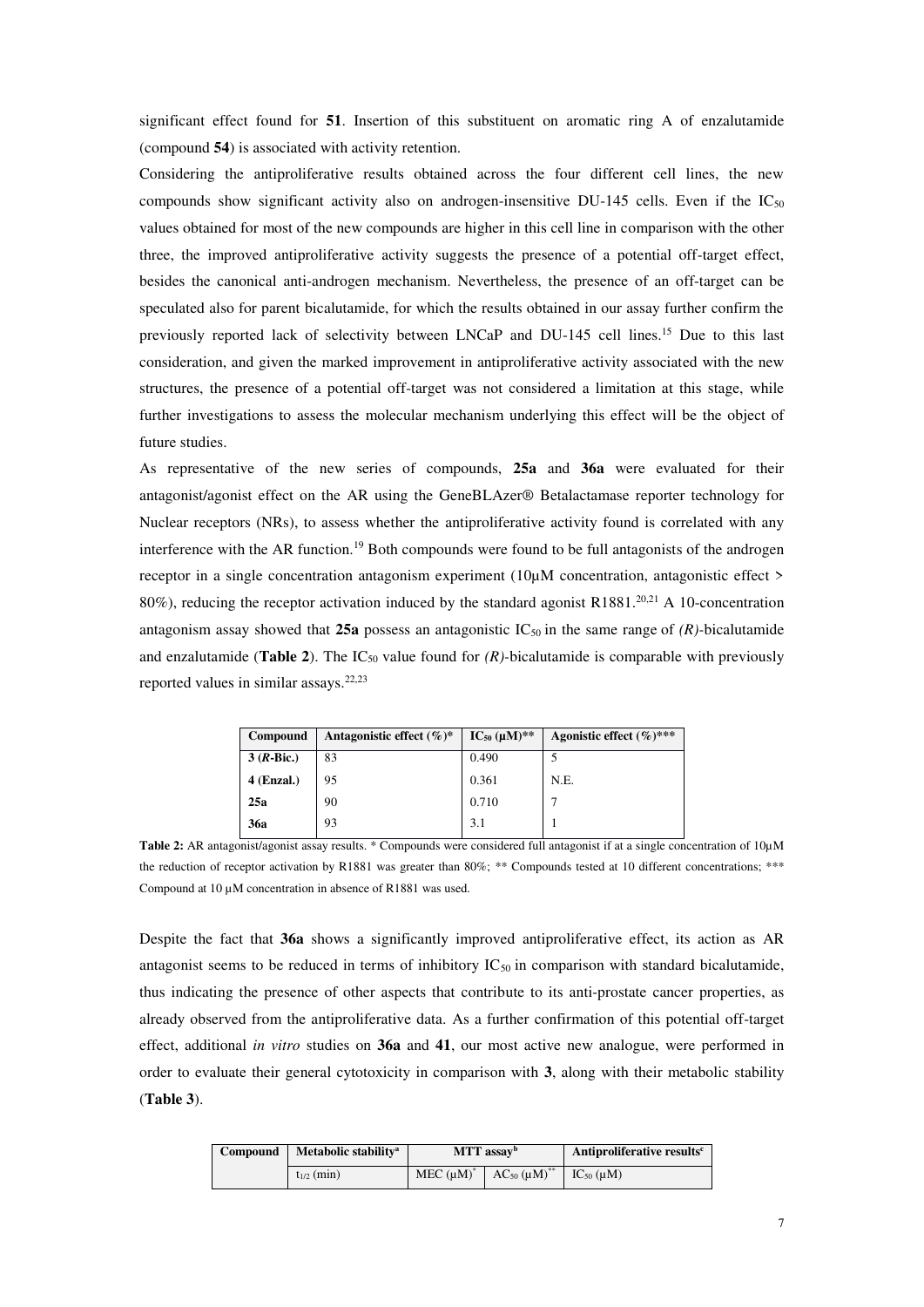significant effect found for **51**. Insertion of this substituent on aromatic ring A of enzalutamide (compound **54**) is associated with activity retention.

Considering the antiproliferative results obtained across the four different cell lines, the new compounds show significant activity also on androgen-insensitive DU-145 cells. Even if the $IC_{50}$ values obtained for most of the new compounds are higher in this cell line in comparison with the other three, the improved antiproliferative activity suggests the presence of a potential off-target effect, besides the canonical anti-androgen mechanism. Nevertheless, the presence of an off-target can be speculated also for parent bicalutamide, for which the results obtained in our assay further confirm the previously reported lack of selectivity between LNCaP and DU-145 cell lines.[15] Due to this last consideration, and given the marked improvement in antiproliferative activity associated with the new structures, the presence of a potential off-target was not considered a limitation at this stage, while further investigations to assess the molecular mechanism underlying this effect will be the object of future studies.

As representative of the new series of compounds, **25a** and **36a** were evaluated for their antagonist/agonist effect on the AR using the GeneBLAzer® Betalactamase reporter technology for Nuclear receptors (NRs), to assess whether the antiproliferative activity found is correlated with any interference with the AR function.[19] Both compounds were found to be full antagonists of the androgen receptor in a single concentration antagonism experiment (10μM concentration, antagonistic effect > 80%), reducing the receptor activation induced by the standard agonist R1881.[20,21] A 10-concentration antagonism assay showed that **25a** possess an antagonistic $IC_{50}$ in the same range of *(R)*-bicalutamide and enzalutamide (**Table 2**). The $IC_{50}$ value found for *(R)*-bicalutamide is comparable with previously reported values in similar assays.[22,23]

| Compound | Antagonistic effect (%)* | $IC_{50}$ (μM)** | Agonistic effect (%)*** |
|---|---|---|---|
| **3 (*R*-Bic.)** | 83 | 0.490 | 5 |
| **4 (Enzal.)** | 95 | 0.361 | N.E. |
| **25a** | 90 | 0.710 | 7 |
| **36a** | 93 | 3.1 | 1 |

**Table 2:** AR antagonist/agonist assay results. * Compounds were considered full antagonist if at a single concentration of 10μM the reduction of receptor activation by R1881 was greater than 80%; ** Compounds tested at 10 different concentrations; *** Compound at 10 μM concentration in absence of R1881 was used.

Despite the fact that **36a** shows a significantly improved antiproliferative effect, its action as AR antagonist seems to be reduced in terms of inhibitory $IC_{50}$ in comparison with standard bicalutamide, thus indicating the presence of other aspects that contribute to its anti-prostate cancer properties, as already observed from the antiproliferative data. As a further confirmation of this potential off-target effect, additional *in vitro* studies on **36a** and **41**, our most active new analogue, were performed in order to evaluate their general cytotoxicity in comparison with **3**, along with their metabolic stability (**Table 3**).

| Compound | Metabolic stability[a] | MTT assay[b] | | Antiproliferative results[c] |
|---|---|---|---|---|
| | $t_{1/2}$ (min) | MEC (μM)[*] | $AC_{50}$ (μM)[**] | $IC_{50}$ (μM) |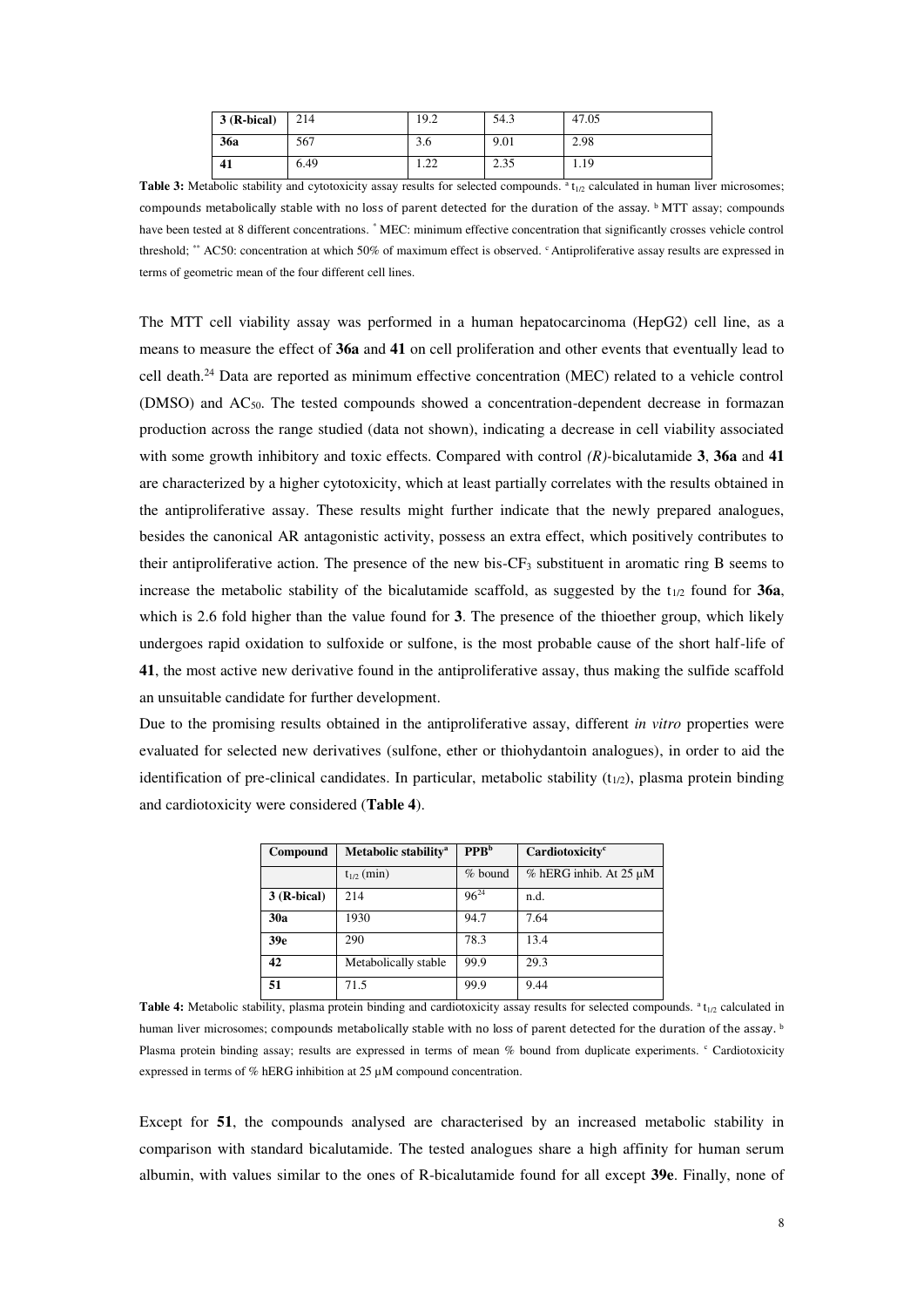| 3 (R-bical) | 214 | 19.2 | 54.3 | 47.05 |
|---|---|---|---|---|
| **36a** | 567 | 3.6 | 9.01 | 2.98 |
| **41** | 6.49 | 1.22 | 2.35 | 1.19 |

**Table 3:** Metabolic stability and cytotoxicity assay results for selected compounds. [a] $t_{1/2}$ calculated in human liver microsomes; compounds metabolically stable with no loss of parent detected for the duration of the assay. [b] MTT assay; compounds have been tested at 8 different concentrations. [*] MEC: minimum effective concentration that significantly crosses vehicle control threshold; [**] AC50: concentration at which 50% of maximum effect is observed. [c] Antiproliferative assay results are expressed in terms of geometric mean of the four different cell lines.

The MTT cell viability assay was performed in a human hepatocarcinoma (HepG2) cell line, as a means to measure the effect of **36a** and **41** on cell proliferation and other events that eventually lead to cell death.[24] Data are reported as minimum effective concentration (MEC) related to a vehicle control (DMSO) and $AC_{50}$. The tested compounds showed a concentration-dependent decrease in formazan production across the range studied (data not shown), indicating a decrease in cell viability associated with some growth inhibitory and toxic effects. Compared with control *(R)*-bicalutamide **3**, **36a** and **41** are characterized by a higher cytotoxicity, which at least partially correlates with the results obtained in the antiproliferative assay. These results might further indicate that the newly prepared analogues, besides the canonical AR antagonistic activity, possess an extra effect, which positively contributes to their antiproliferative action. The presence of the new bis-$CF_3$ substituent in aromatic ring B seems to increase the metabolic stability of the bicalutamide scaffold, as suggested by the $t_{1/2}$ found for **36a**, which is 2.6 fold higher than the value found for **3**. The presence of the thioether group, which likely undergoes rapid oxidation to sulfoxide or sulfone, is the most probable cause of the short half-life of **41**, the most active new derivative found in the antiproliferative assay, thus making the sulfide scaffold an unsuitable candidate for further development.

Due to the promising results obtained in the antiproliferative assay, different *in vitro* properties were evaluated for selected new derivatives (sulfone, ether or thiohydantoin analogues), in order to aid the identification of pre-clinical candidates. In particular, metabolic stability ($t_{1/2}$), plasma protein binding and cardiotoxicity were considered (**Table 4**).

| Compound | Metabolic stability[a] | PPB[b] | Cardiotoxicity[c] |
|---|---|---|---|
| | $t_{1/2}$ (min) | % bound | % hERG inhib. At 25 µM |
| **3 (R-bical)** | 214 | 96[24] | n.d. |
| **30a** | 1930 | 94.7 | 7.64 |
| **39e** | 290 | 78.3 | 13.4 |
| **42** | Metabolically stable | 99.9 | 29.3 |
| **51** | 71.5 | 99.9 | 9.44 |

**Table 4:** Metabolic stability, plasma protein binding and cardiotoxicity assay results for selected compounds. [a] $t_{1/2}$ calculated in human liver microsomes; compounds metabolically stable with no loss of parent detected for the duration of the assay. [b] Plasma protein binding assay; results are expressed in terms of mean % bound from duplicate experiments. [c] Cardiotoxicity expressed in terms of % hERG inhibition at 25 µM compound concentration.

Except for **51**, the compounds analysed are characterised by an increased metabolic stability in comparison with standard bicalutamide. The tested analogues share a high affinity for human serum albumin, with values similar to the ones of R-bicalutamide found for all except **39e**. Finally, none of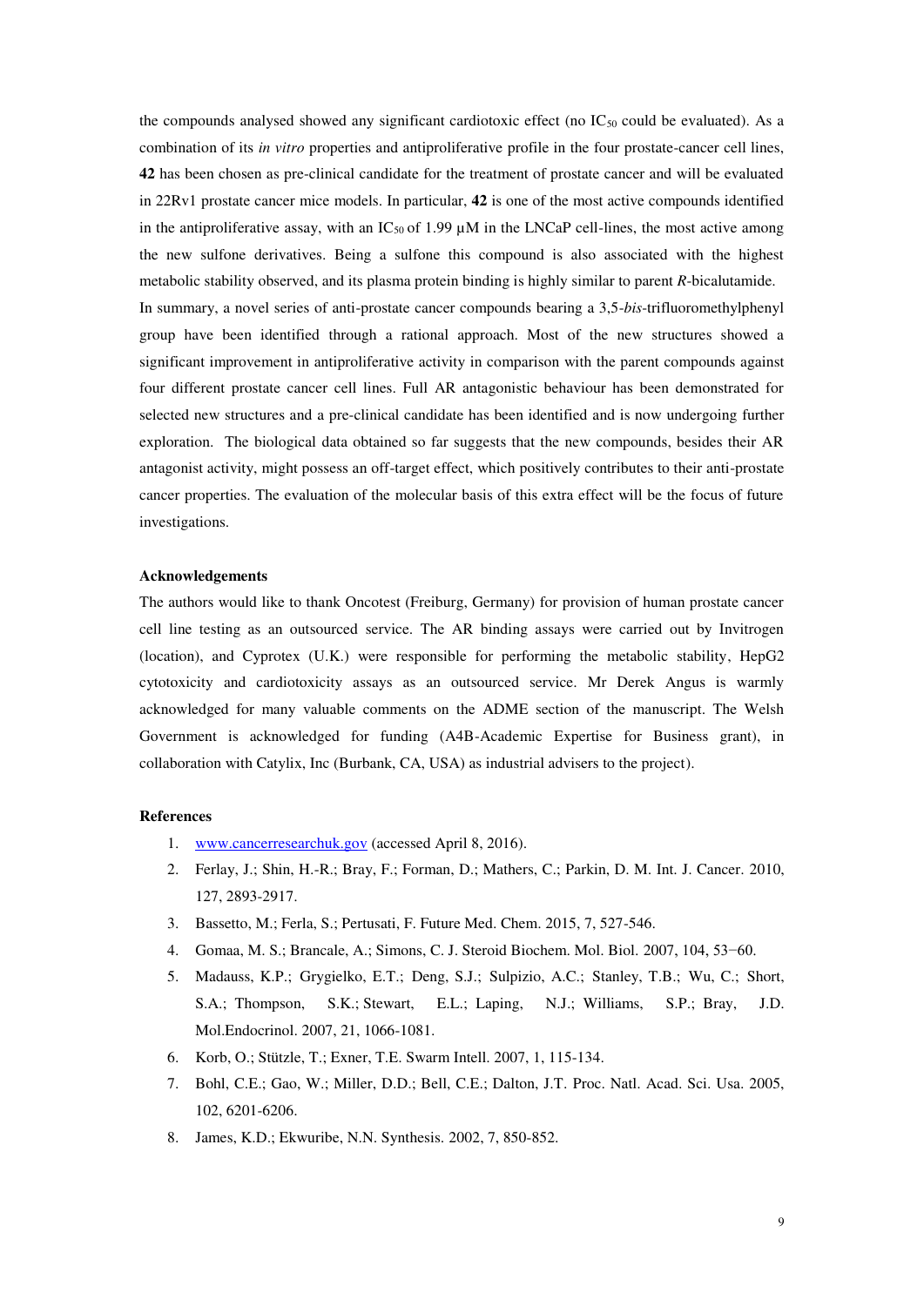the compounds analysed showed any significant cardiotoxic effect (no $IC_{50}$ could be evaluated). As a combination of its *in vitro* properties and antiproliferative profile in the four prostate-cancer cell lines, **42** has been chosen as pre-clinical candidate for the treatment of prostate cancer and will be evaluated in 22Rv1 prostate cancer mice models. In particular, **42** is one of the most active compounds identified in the antiproliferative assay, with an $IC_{50}$ of 1.99 μM in the LNCaP cell-lines, the most active among the new sulfone derivatives. Being a sulfone this compound is also associated with the highest metabolic stability observed, and its plasma protein binding is highly similar to parent *R*-bicalutamide.

In summary, a novel series of anti-prostate cancer compounds bearing a 3,5-*bis*-trifluoromethylphenyl group have been identified through a rational approach. Most of the new structures showed a significant improvement in antiproliferative activity in comparison with the parent compounds against four different prostate cancer cell lines. Full AR antagonistic behaviour has been demonstrated for selected new structures and a pre-clinical candidate has been identified and is now undergoing further exploration. The biological data obtained so far suggests that the new compounds, besides their AR antagonist activity, might possess an off-target effect, which positively contributes to their anti-prostate cancer properties. The evaluation of the molecular basis of this extra effect will be the focus of future investigations.

**Acknowledgements**

The authors would like to thank Oncotest (Freiburg, Germany) for provision of human prostate cancer cell line testing as an outsourced service. The AR binding assays were carried out by Invitrogen (location), and Cyprotex (U.K.) were responsible for performing the metabolic stability, HepG2 cytotoxicity and cardiotoxicity assays as an outsourced service. Mr Derek Angus is warmly acknowledged for many valuable comments on the ADME section of the manuscript. The Welsh Government is acknowledged for funding (A4B-Academic Expertise for Business grant), in collaboration with Catylix, Inc (Burbank, CA, USA) as industrial advisers to the project).

**References**

1. www.cancerresearchuk.gov (accessed April 8, 2016).
2. Ferlay, J.; Shin, H.-R.; Bray, F.; Forman, D.; Mathers, C.; Parkin, D. M. Int. J. Cancer. 2010, 127, 2893-2917.
3. Bassetto, M.; Ferla, S.; Pertusati, F. Future Med. Chem. 2015, 7, 527-546.
4. Gomaa, M. S.; Brancale, A.; Simons, C. J. Steroid Biochem. Mol. Biol. 2007, 104, 53−60.
5. Madauss, K.P.; Grygielko, E.T.; Deng, S.J.; Sulpizio, A.C.; Stanley, T.B.; Wu, C.; Short, S.A.; Thompson, S.K.; Stewart, E.L.; Laping, N.J.; Williams, S.P.; Bray, J.D. Mol.Endocrinol. 2007, 21, 1066-1081.
6. Korb, O.; Stützle, T.; Exner, T.E. Swarm Intell. 2007, 1, 115-134.
7. Bohl, C.E.; Gao, W.; Miller, D.D.; Bell, C.E.; Dalton, J.T. Proc. Natl. Acad. Sci. Usa. 2005, 102, 6201-6206.
8. James, K.D.; Ekwuribe, N.N. Synthesis. 2002, 7, 850-852.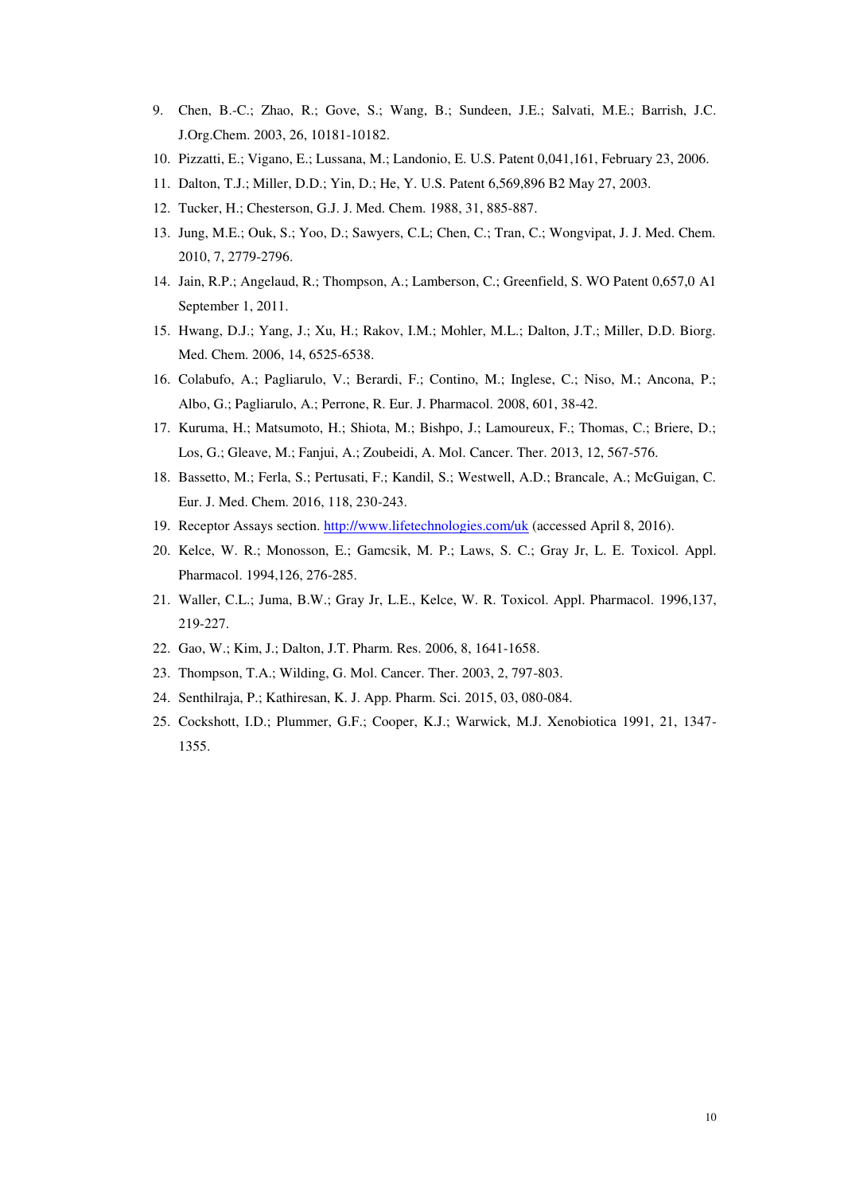9. Chen, B.-C.; Zhao, R.; Gove, S.; Wang, B.; Sundeen, J.E.; Salvati, M.E.; Barrish, J.C. J.Org.Chem. 2003, 26, 10181-10182.
10. Pizzatti, E.; Vigano, E.; Lussana, M.; Landonio, E. U.S. Patent 0,041,161, February 23, 2006.
11. Dalton, T.J.; Miller, D.D.; Yin, D.; He, Y. U.S. Patent 6,569,896 B2 May 27, 2003.
12. Tucker, H.; Chesterson, G.J. J. Med. Chem. 1988, 31, 885-887.
13. Jung, M.E.; Ouk, S.; Yoo, D.; Sawyers, C.L; Chen, C.; Tran, C.; Wongvipat, J. J. Med. Chem. 2010, 7, 2779-2796.
14. Jain, R.P.; Angelaud, R.; Thompson, A.; Lamberson, C.; Greenfield, S. WO Patent 0,657,0 A1 September 1, 2011.
15. Hwang, D.J.; Yang, J.; Xu, H.; Rakov, I.M.; Mohler, M.L.; Dalton, J.T.; Miller, D.D. Biorg. Med. Chem. 2006, 14, 6525-6538.
16. Colabufo, A.; Pagliarulo, V.; Berardi, F.; Contino, M.; Inglese, C.; Niso, M.; Ancona, P.; Albo, G.; Pagliarulo, A.; Perrone, R. Eur. J. Pharmacol. 2008, 601, 38-42.
17. Kuruma, H.; Matsumoto, H.; Shiota, M.; Bishpo, J.; Lamoureux, F.; Thomas, C.; Briere, D.; Los, G.; Gleave, M.; Fanjui, A.; Zoubeidi, A. Mol. Cancer. Ther. 2013, 12, 567-576.
18. Bassetto, M.; Ferla, S.; Pertusati, F.; Kandil, S.; Westwell, A.D.; Brancale, A.; McGuigan, C. Eur. J. Med. Chem. 2016, 118, 230-243.
19. Receptor Assays section. http://www.lifetechnologies.com/uk (accessed April 8, 2016).
20. Kelce, W. R.; Monosson, E.; Gamcsik, M. P.; Laws, S. C.; Gray Jr, L. E. Toxicol. Appl. Pharmacol. 1994,126, 276-285.
21. Waller, C.L.; Juma, B.W.; Gray Jr, L.E., Kelce, W. R. Toxicol. Appl. Pharmacol. 1996,137, 219-227.
22. Gao, W.; Kim, J.; Dalton, J.T. Pharm. Res. 2006, 8, 1641-1658.
23. Thompson, T.A.; Wilding, G. Mol. Cancer. Ther. 2003, 2, 797-803.
24. Senthilraja, P.; Kathiresan, K. J. App. Pharm. Sci. 2015, 03, 080-084.
25. Cockshott, I.D.; Plummer, G.F.; Cooper, K.J.; Warwick, M.J. Xenobiotica 1991, 21, 1347-1355.